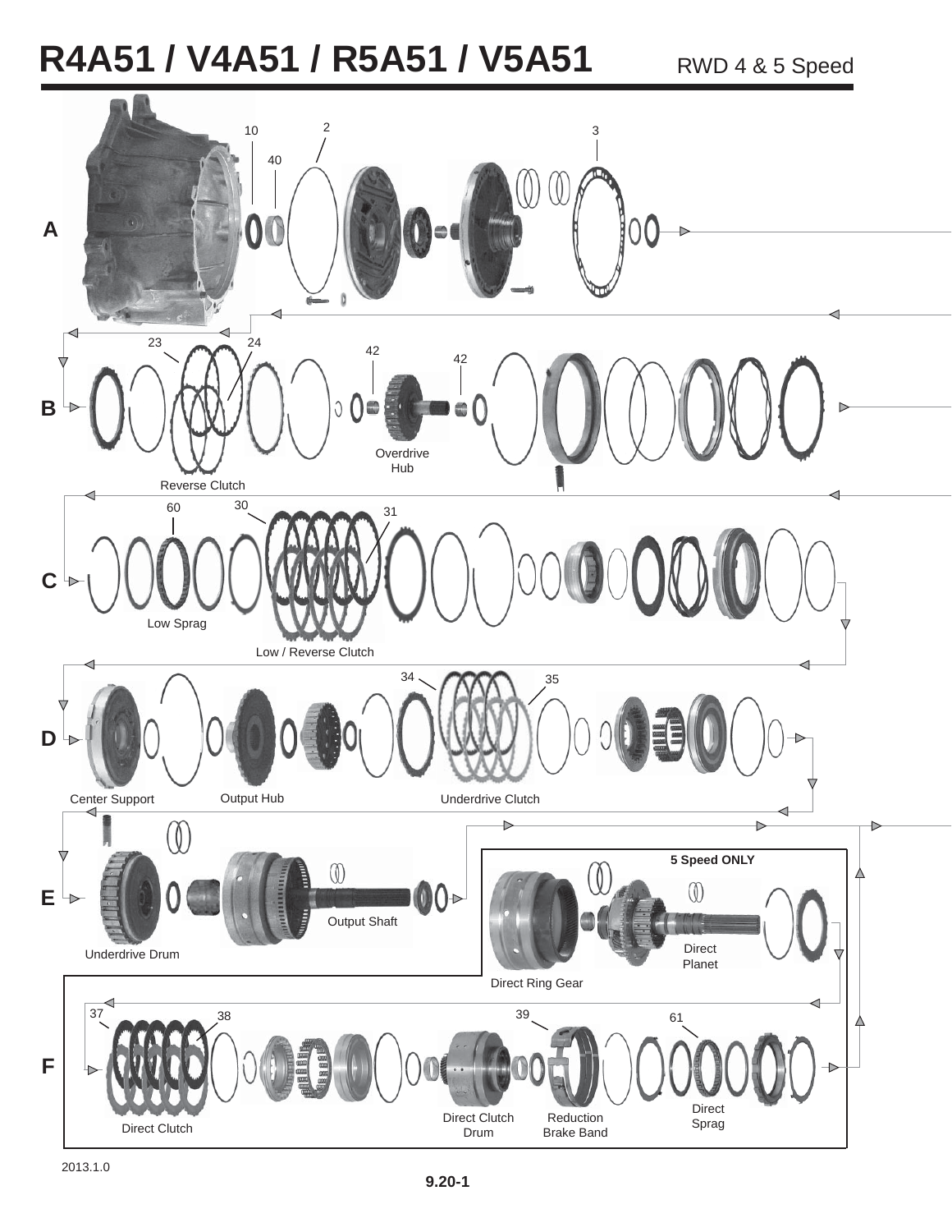# R4A51 / V4A51 / R5A51 / V5A51

RWD 4 & 5 Speed

**A**

10 2 3 40

**B**

23 24 42 42

Reverse Clutch

Overdrive Hub

**C**

60 30 31

Low Sprag

Low / Reverse Clutch

**D**

34 35

Center Support

Output Hub

Underdrive Clutch

**E**

Underdrive Drum

Output Shaft

**5 Speed ONLY**

Direct Ring Gear

Direct Planet

**F**

37 38 39 61

Direct Clutch

Direct Clutch Drum

Reduction Brake Band

Direct Sprag

2013.1.0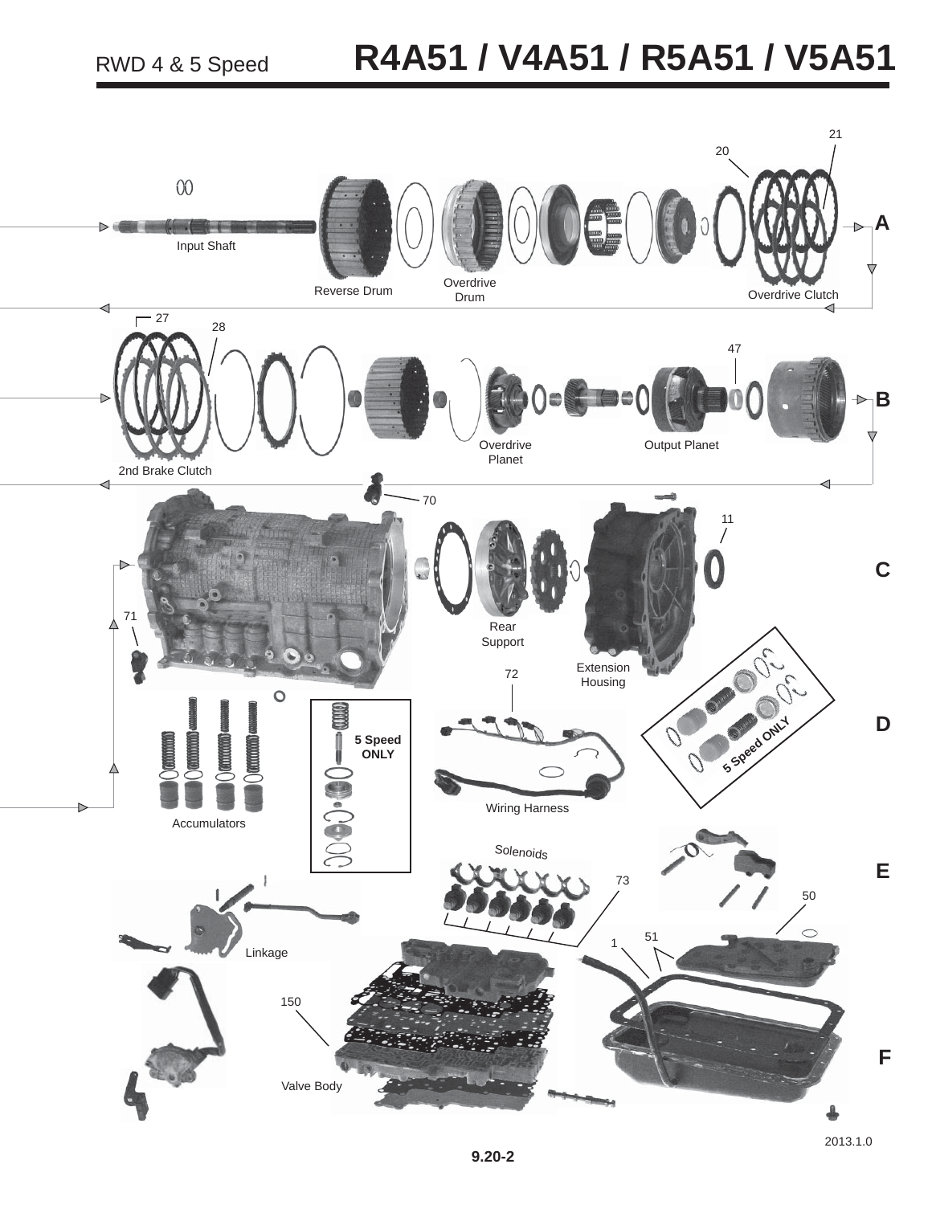# RWD 4 & 5 Speed R4A51 / V4A51 / R5A51 / V5A51

**A**

Input Shaft

Reverse Drum

Overdrive Drum

Overdrive Clutch

20

21

**B**

27

28

2nd Brake Clutch

Overdrive Planet

Output Planet

47

**C**

70

71

11

Rear Support

Extension Housing

72

**D**

Accumulators

**5 Speed ONLY**

Wiring Harness

**5 Speed ONLY**

**E**

Solenoids

73

50

Linkage

51

1

**F**

150

Valve Body

2013.1.0

9.20-2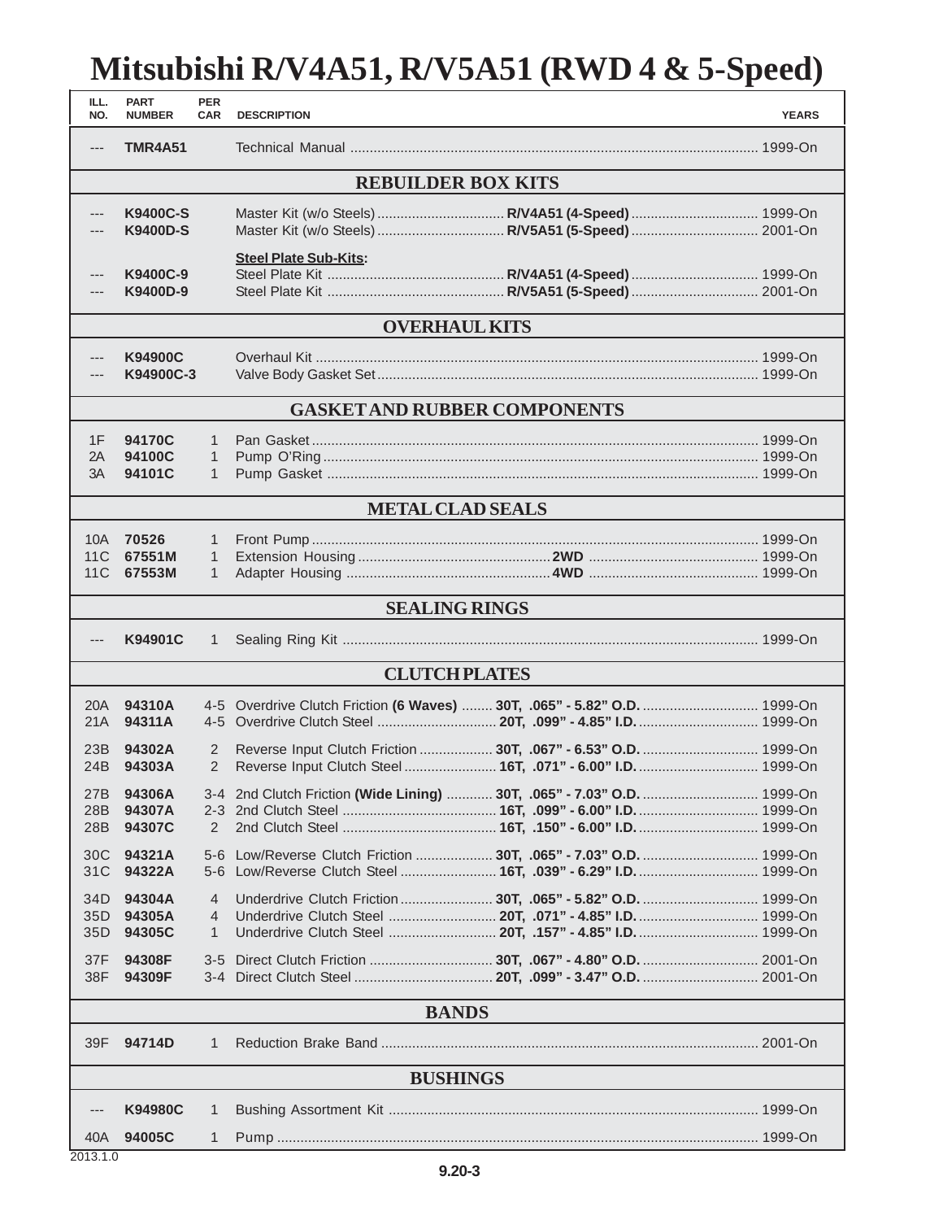# Mitsubishi R/V4A51, R/V5A51 (RWD 4 & 5-Speed)

| ILL. NO. | PART NUMBER | PER CAR | DESCRIPTION | YEARS |
|---|---|---|---|---|
| --- | **TMR4A51** | | Technical Manual | 1999-On |
| | | | **REBUILDER BOX KITS** | |
| --- | **K9400C-S** | | Master Kit (w/o Steels) **R/V4A51 (4-Speed)** | 1999-On |
| --- | **K9400D-S** | | Master Kit (w/o Steels) **R/V5A51 (5-Speed)** | 2001-On |
| | | | **Steel Plate Sub-Kits:** | |
| --- | **K9400C-9** | | Steel Plate Kit **R/V4A51 (4-Speed)** | 1999-On |
| --- | **K9400D-9** | | Steel Plate Kit **R/V5A51 (5-Speed)** | 2001-On |
| | | | **OVERHAUL KITS** | |
| --- | **K94900C** | | Overhaul Kit | 1999-On |
| --- | **K94900C-3** | | Valve Body Gasket Set | 1999-On |
| | | | **GASKET AND RUBBER COMPONENTS** | |
| 1F | **94170C** | 1 | Pan Gasket | 1999-On |
| 2A | **94100C** | 1 | Pump O'Ring | 1999-On |
| 3A | **94101C** | 1 | Pump Gasket | 1999-On |
| | | | **METAL CLAD SEALS** | |
| 10A | **70526** | 1 | Front Pump | 1999-On |
| 11C | **67551M** | 1 | Extension Housing **2WD** | 1999-On |
| 11C | **67553M** | 1 | Adapter Housing **4WD** | 1999-On |
| | | | **SEALING RINGS** | |
| --- | **K94901C** | 1 | Sealing Ring Kit | 1999-On |
| | | | **CLUTCH PLATES** | |
| 20A | **94310A** | 4-5 | Overdrive Clutch Friction **(6 Waves)** **30T, .065" - 5.82" O.D.** | 1999-On |
| 21A | **94311A** | 4-5 | Overdrive Clutch Steel **20T, .099" - 4.85" I.D.** | 1999-On |
| 23B | **94302A** | 2 | Reverse Input Clutch Friction **30T, .067" - 6.53" O.D.** | 1999-On |
| 24B | **94303A** | 2 | Reverse Input Clutch Steel **16T, .071" - 6.00" I.D.** | 1999-On |
| 27B | **94306A** | 3-4 | 2nd Clutch Friction **(Wide Lining)** **30T, .065" - 7.03" O.D.** | 1999-On |
| 28B | **94307A** | 2-3 | 2nd Clutch Steel **16T, .099" - 6.00" I.D.** | 1999-On |
| 28B | **94307C** | 2 | 2nd Clutch Steel **16T, .150" - 6.00" I.D.** | 1999-On |
| 30C | **94321A** | 5-6 | Low/Reverse Clutch Friction **30T, .065" - 7.03" O.D.** | 1999-On |
| 31C | **94322A** | 5-6 | Low/Reverse Clutch Steel **16T, .039" - 6.29" I.D.** | 1999-On |
| 34D | **94304A** | 4 | Underdrive Clutch Friction **30T, .065" - 5.82" O.D.** | 1999-On |
| 35D | **94305A** | 4 | Underdrive Clutch Steel **20T, .071" - 4.85" I.D.** | 1999-On |
| 35D | **94305C** | 1 | Underdrive Clutch Steel **20T, .157" - 4.85" I.D.** | 1999-On |
| 37F | **94308F** | 3-5 | Direct Clutch Friction **30T, .067" - 4.80" O.D.** | 2001-On |
| 38F | **94309F** | 3-4 | Direct Clutch Steel **20T, .099" - 3.47" O.D.** | 2001-On |
| | | | **BANDS** | |
| 39F | **94714D** | 1 | Reduction Brake Band | 2001-On |
| | | | **BUSHINGS** | |
| --- | **K94980C** | 1 | Bushing Assortment Kit | 1999-On |
| 40A | **94005C** | 1 | Pump | 1999-On |

2013.1.0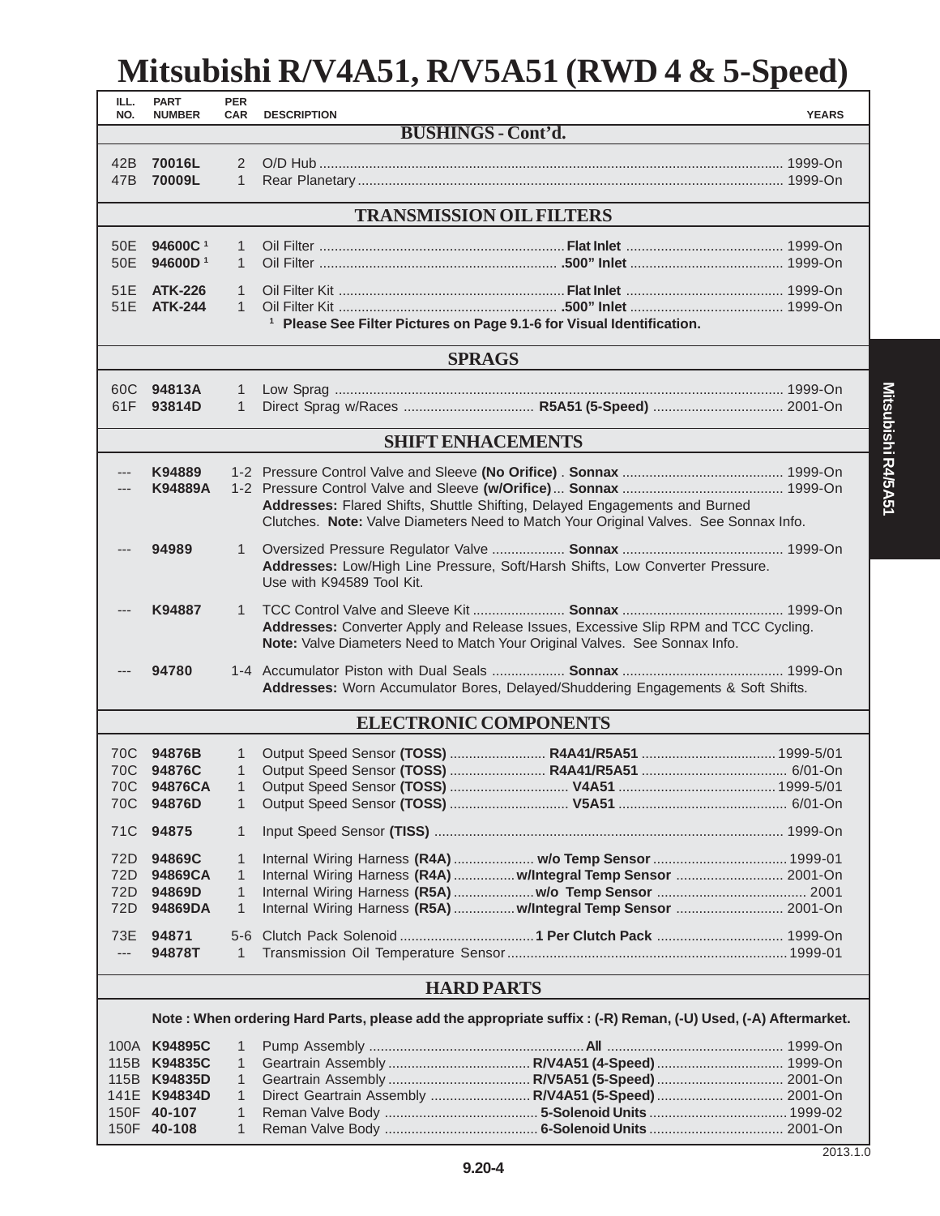# Mitsubishi R/V4A51, R/V5A51 (RWD 4 & 5-Speed)

| ILL. NO. | PART NUMBER | PER CAR | DESCRIPTION | YEARS |
|---|---|---|---|---|
| | | | **BUSHINGS - Cont'd.** | |
| 42B | **70016L** | 2 | O/D Hub | 1999-On |
| 47B | **70009L** | 1 | Rear Planetary | 1999-On |
| | | | **TRANSMISSION OIL FILTERS** | |
| 50E | **94600C** [1] | 1 | Oil Filter ... **Flat Inlet** | 1999-On |
| 50E | **94600D** [1] | 1 | Oil Filter ... **.500" Inlet** | 1999-On |
| 51E | **ATK-226** | 1 | Oil Filter Kit ... **Flat Inlet** | 1999-On |
| 51E | **ATK-244** | 1 | Oil Filter Kit ... **.500" Inlet** | 1999-On |
| | | | [1] **Please See Filter Pictures on Page 9.1-6 for Visual Identification.** | |
| | | | **SPRAGS** | |
| 60C | **94813A** | 1 | Low Sprag | 1999-On |
| 61F | **93814D** | 1 | Direct Sprag w/Races ... **R5A51 (5-Speed)** | 2001-On |
| | | | **SHIFT ENHACEMENTS** | |
| --- | **K94889** | 1-2 | Pressure Control Valve and Sleeve **(No Orifice)** . **Sonnax** | 1999-On |
| --- | **K94889A** | 1-2 | Pressure Control Valve and Sleeve **(w/Orifice)**... **Sonnax**<br>**Addresses:** Flared Shifts, Shuttle Shifting, Delayed Engagements and Burned Clutches. **Note:** Valve Diameters Need to Match Your Original Valves. See Sonnax Info. | 1999-On |
| --- | **94989** | 1 | Oversized Pressure Regulator Valve ... **Sonnax**<br>**Addresses:** Low/High Line Pressure, Soft/Harsh Shifts, Low Converter Pressure. Use with K94589 Tool Kit. | 1999-On |
| --- | **K94887** | 1 | TCC Control Valve and Sleeve Kit ... **Sonnax**<br>**Addresses:** Converter Apply and Release Issues, Excessive Slip RPM and TCC Cycling. **Note:** Valve Diameters Need to Match Your Original Valves. See Sonnax Info. | 1999-On |
| --- | **94780** | 1-4 | Accumulator Piston with Dual Seals ... **Sonnax**<br>**Addresses:** Worn Accumulator Bores, Delayed/Shuddering Engagements & Soft Shifts. | 1999-On |
| | | | **ELECTRONIC COMPONENTS** | |
| 70C | **94876B** | 1 | Output Speed Sensor **(TOSS)** ... **R4A41/R5A51** | 1999-5/01 |
| 70C | **94876C** | 1 | Output Speed Sensor **(TOSS)** ... **R4A41/R5A51** | 6/01-On |
| 70C | **94876CA** | 1 | Output Speed Sensor **(TOSS)** ... **V4A51** | 1999-5/01 |
| 70C | **94876D** | 1 | Output Speed Sensor **(TOSS)** ... **V5A51** | 6/01-On |
| 71C | **94875** | 1 | Input Speed Sensor **(TISS)** | 1999-On |
| 72D | **94869C** | 1 | Internal Wiring Harness **(R4A)** ... **w/o Temp Sensor** | 1999-01 |
| 72D | **94869CA** | 1 | Internal Wiring Harness **(R4A)** ... **w/Integral Temp Sensor** | 2001-On |
| 72D | **94869D** | 1 | Internal Wiring Harness **(R5A)** ... **w/o Temp Sensor** | 2001 |
| 72D | **94869DA** | 1 | Internal Wiring Harness **(R5A)** ... **w/Integral Temp Sensor** | 2001-On |
| 73E | **94871** | 5-6 | Clutch Pack Solenoid ... **1 Per Clutch Pack** | 1999-On |
| --- | **94878T** | 1 | Transmission Oil Temperature Sensor | 1999-01 |
| | | | **HARD PARTS** | |
| | | | **Note : When ordering Hard Parts, please add the appropriate suffix : (-R) Reman, (-U) Used, (-A) Aftermarket.** | |
| 100A | **K94895C** | 1 | Pump Assembly ... **All** | 1999-On |
| 115B | **K94835C** | 1 | Geartrain Assembly ... **R/V4A51 (4-Speed)** | 1999-On |
| 115B | **K94835D** | 1 | Geartrain Assembly ... **R/V5A51 (5-Speed)** | 2001-On |
| 141E | **K94834D** | 1 | Direct Geartrain Assembly ... **R/V4A51 (5-Speed)** | 2001-On |
| 150F | **40-107** | 1 | Reman Valve Body ... **5-Solenoid Units** | 1999-02 |
| 150F | **40-108** | 1 | Reman Valve Body ... **6-Solenoid Units** | 2001-On |